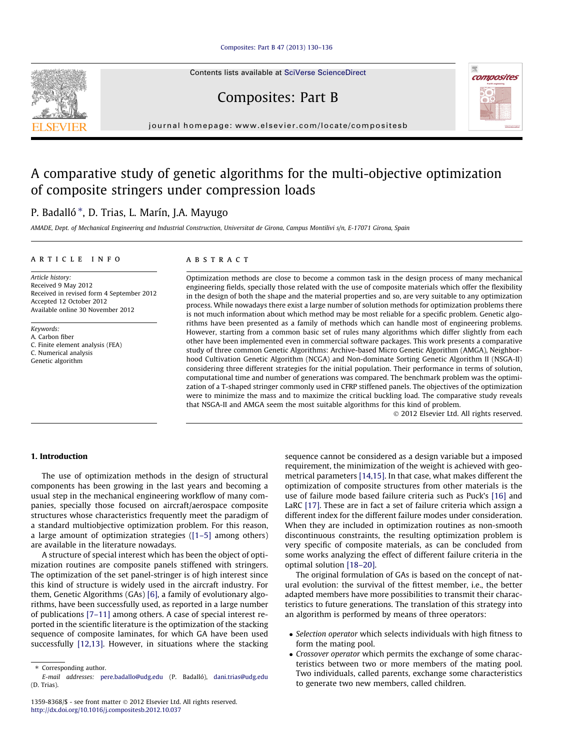# A comparative study of genetic algorithms for the multi-objective optimization of composite stringers under compression loads

P. Badalló *, D. Trias, L. Marín, J.A. Mayugo

AMADE, Dept. of Mechanical Engineering and Industrial Construction, Universitat de Girona, Campus Montilivi s/n, E-17071 Girona, Spain

## ARTICLE INFO

*Article history:*
Received 9 May 2012
Received in revised form 4 September 2012
Accepted 12 October 2012
Available online 30 November 2012

*Keywords:*
A. Carbon fiber
C. Finite element analysis (FEA)
C. Numerical analysis
Genetic algorithm

## ABSTRACT

Optimization methods are close to become a common task in the design process of many mechanical engineering fields, specially those related with the use of composite materials which offer the flexibility in the design of both the shape and the material properties and so, are very suitable to any optimization process. While nowadays there exist a large number of solution methods for optimization problems there is not much information about which method may be most reliable for a specific problem. Genetic algorithms have been presented as a family of methods which can handle most of engineering problems. However, starting from a common basic set of rules many algorithms which differ slightly from each other have been implemented even in commercial software packages. This work presents a comparative study of three common Genetic Algorithms: Archive-based Micro Genetic Algorithm (AMGA), Neighborhood Cultivation Genetic Algorithm (NCGA) and Non-dominate Sorting Genetic Algorithm II (NSGA-II) considering three different strategies for the initial population. Their performance in terms of solution, computational time and number of generations was compared. The benchmark problem was the optimization of a T-shaped stringer commonly used in CFRP stiffened panels. The objectives of the optimization were to minimize the mass and to maximize the critical buckling load. The comparative study reveals that NSGA-II and AMGA seem the most suitable algorithms for this kind of problem.

© 2012 Elsevier Ltd. All rights reserved.

## 1. Introduction

The use of optimization methods in the design of structural components has been growing in the last years and becoming a usual step in the mechanical engineering workflow of many companies, specially those focused on aircraft/aerospace composite structures whose characteristics frequently meet the paradigm of a standard multiobjective optimization problem. For this reason, a large amount of optimization strategies ([1–5] among others) are available in the literature nowadays.

A structure of special interest which has been the object of optimization routines are composite panels stiffened with stringers. The optimization of the set panel-stringer is of high interest since this kind of structure is widely used in the aircraft industry. For them, Genetic Algorithms (GAs) [6], a family of evolutionary algorithms, have been successfully used, as reported in a large number of publications [7–11] among others. A case of special interest reported in the scientific literature is the optimization of the stacking sequence of composite laminates, for which GA have been used successfully [12,13]. However, in situations where the stacking sequence cannot be considered as a design variable but a imposed requirement, the minimization of the weight is achieved with geometrical parameters [14,15]. In that case, what makes different the optimization of composite structures from other materials is the use of failure mode based failure criteria such as Puck's [16] and LaRC [17]. These are in fact a set of failure criteria which assign a different index for the different failure modes under consideration. When they are included in optimization routines as non-smooth discontinuous constraints, the resulting optimization problem is very specific of composite materials, as can be concluded from some works analyzing the effect of different failure criteria in the optimal solution [18–20].

The original formulation of GAs is based on the concept of natural evolution: the survival of the fittest member, i.e., the better adapted members have more possibilities to transmit their characteristics to future generations. The translation of this strategy into an algorithm is performed by means of three operators:

- *Selection operator* which selects individuals with high fitness to form the mating pool.
- *Crossover operator* which permits the exchange of some characteristics between two or more members of the mating pool. Two individuals, called parents, exchange some characteristics to generate two new members, called children.

* Corresponding author.
*E-mail addresses:* pere.badallo@udg.edu (P. Badalló), dani.trias@udg.edu (D. Trias).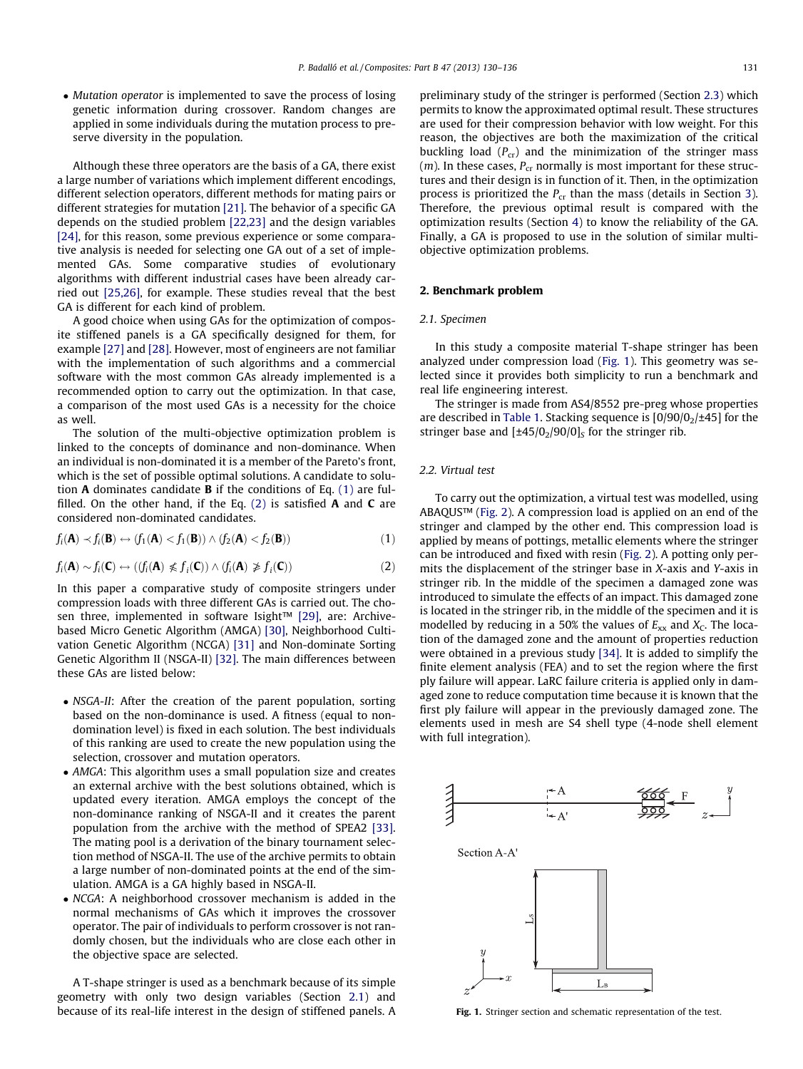- *Mutation operator* is implemented to save the process of losing genetic information during crossover. Random changes are applied in some individuals during the mutation process to preserve diversity in the population.

Although these three operators are the basis of a GA, there exist a large number of variations which implement different encodings, different selection operators, different methods for mating pairs or different strategies for mutation [21]. The behavior of a specific GA depends on the studied problem [22,23] and the design variables [24], for this reason, some previous experience or some comparative analysis is needed for selecting one GA out of a set of implemented GAs. Some comparative studies of evolutionary algorithms with different industrial cases have been already carried out [25,26], for example. These studies reveal that the best GA is different for each kind of problem.

A good choice when using GAs for the optimization of composite stiffened panels is a GA specifically designed for them, for example [27] and [28]. However, most of engineers are not familiar with the implementation of such algorithms and a commercial software with the most common GAs already implemented is a recommended option to carry out the optimization. In that case, a comparison of the most used GAs is a necessity for the choice as well.

The solution of the multi-objective optimization problem is linked to the concepts of dominance and non-dominance. When an individual is non-dominated it is a member of the Pareto's front, which is the set of possible optimal solutions. A candidate to solution **A** dominates candidate **B** if the conditions of Eq. (1) are fulfilled. On the other hand, if the Eq. (2) is satisfied **A** and **C** are considered non-dominated candidates.

$$f_i(\mathbf{A}) \prec f_i(\mathbf{B}) \leftrightarrow (f_1(\mathbf{A}) < f_1(\mathbf{B})) \wedge (f_2(\mathbf{A}) < f_2(\mathbf{B})) \tag{1}$$

$$f_i(\mathbf{A}) \sim f_i(\mathbf{C}) \leftrightarrow ((f_i(\mathbf{A}) \nless f_i(\mathbf{C})) \wedge (f_i(\mathbf{A}) \ngtr f_i(\mathbf{C})) \tag{2}$$

In this paper a comparative study of composite stringers under compression loads with three different GAs is carried out. The chosen three, implemented in software Isight™ [29], are: Archive-based Micro Genetic Algorithm (AMGA) [30], Neighborhood Cultivation Genetic Algorithm (NCGA) [31] and Non-dominate Sorting Genetic Algorithm II (NSGA-II) [32]. The main differences between these GAs are listed below:

- *NSGA-II*: After the creation of the parent population, sorting based on the non-dominance is used. A fitness (equal to non-domination level) is fixed in each solution. The best individuals of this ranking are used to create the new population using the selection, crossover and mutation operators.
- *AMGA*: This algorithm uses a small population size and creates an external archive with the best solutions obtained, which is updated every iteration. AMGA employs the concept of the non-dominance ranking of NSGA-II and it creates the parent population from the archive with the method of SPEA2 [33]. The mating pool is a derivation of the binary tournament selection method of NSGA-II. The use of the archive permits to obtain a large number of non-dominated points at the end of the simulation. AMGA is a GA highly based in NSGA-II.
- *NCGA*: A neighborhood crossover mechanism is added in the normal mechanisms of GAs which it improves the crossover operator. The pair of individuals to perform crossover is not randomly chosen, but the individuals who are close each other in the objective space are selected.

A T-shape stringer is used as a benchmark because of its simple geometry with only two design variables (Section 2.1) and because of its real-life interest in the design of stiffened panels. A preliminary study of the stringer is performed (Section 2.3) which permits to know the approximated optimal result. These structures are used for their compression behavior with low weight. For this reason, the objectives are both the maximization of the critical buckling load ($P_{cr}$) and the minimization of the stringer mass ($m$). In these cases, $P_{cr}$ normally is most important for these structures and their design is in function of it. Then, in the optimization process is prioritized the $P_{cr}$ than the mass (details in Section 3). Therefore, the previous optimal result is compared with the optimization results (Section 4) to know the reliability of the GA. Finally, a GA is proposed to use in the solution of similar multi-objective optimization problems.

## 2. Benchmark problem

### 2.1. Specimen

In this study a composite material T-shape stringer has been analyzed under compression load (Fig. 1). This geometry was selected since it provides both simplicity to run a benchmark and real life engineering interest.

The stringer is made from AS4/8552 pre-preg whose properties are described in Table 1. Stacking sequence is $[0/90/0_2/\pm 45]$ for the stringer base and $[\pm 45/0_2/90/0]_S$ for the stringer rib.

### 2.2. Virtual test

To carry out the optimization, a virtual test was modelled, using ABAQUS™ (Fig. 2). A compression load is applied on an end of the stringer and clamped by the other end. This compression load is applied by means of pottings, metallic elements where the stringer can be introduced and fixed with resin (Fig. 2). A potting only permits the displacement of the stringer base in X-axis and Y-axis in stringer rib. In the middle of the specimen a damaged zone was introduced to simulate the effects of an impact. This damaged zone is located in the stringer rib, in the middle of the specimen and it is modelled by reducing in a 50% the values of $E_{xx}$ and $X_C$. The location of the damaged zone and the amount of properties reduction were obtained in a previous study [34]. It is added to simplify the finite element analysis (FEA) and to set the region where the first ply failure will appear. LaRC failure criteria is applied only in damaged zone to reduce computation time because it is known that the first ply failure will appear in the previously damaged zone. The elements used in mesh are S4 shell type (4-node shell element with full integration).

**Fig. 1.** Stringer section and schematic representation of the test.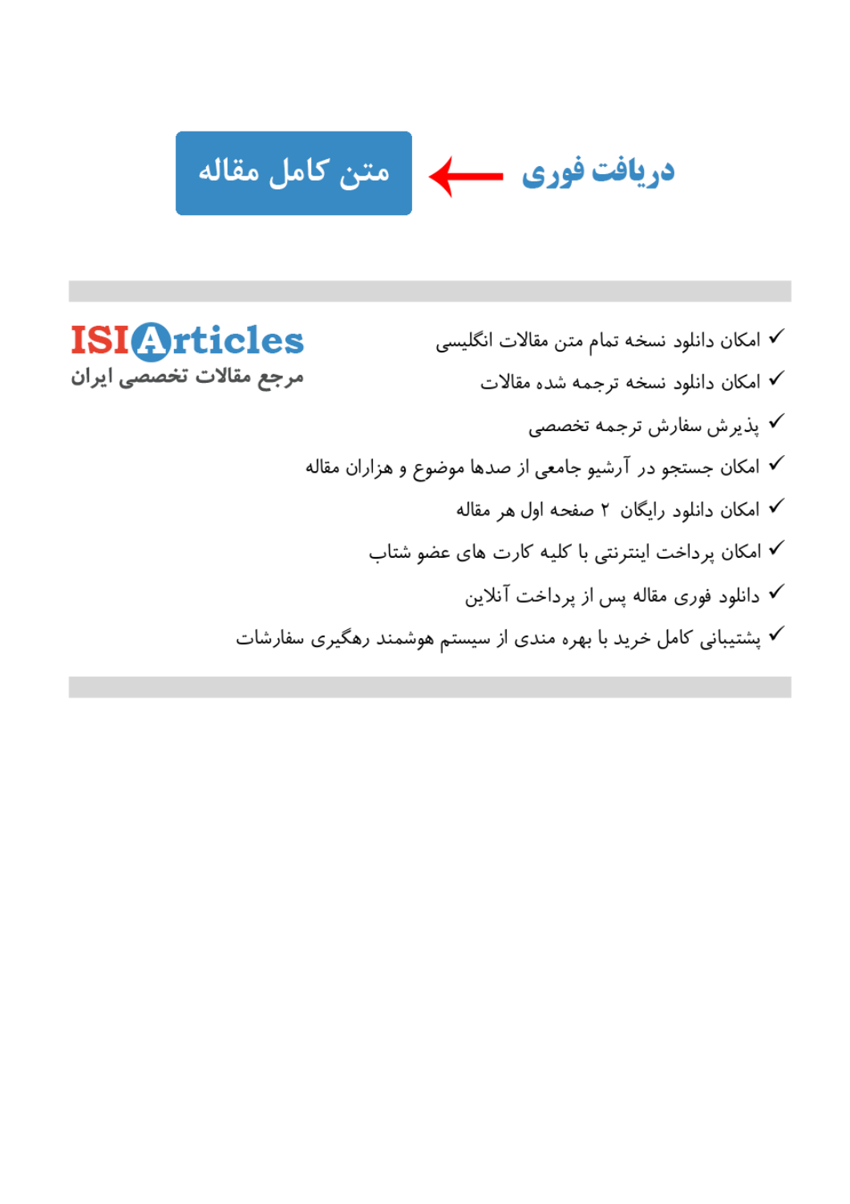دریافت فوری ← متن کامل مقاله

ISIArticles
مرجع مقالات تخصصی ایران

- ✓ امکان دانلود نسخه تمام متن مقالات انگلیسی
- ✓ امکان دانلود نسخه ترجمه شده مقالات
- ✓ پذیرش سفارش ترجمه تخصصی
- ✓ امکان جستجو در آرشیو جامعی از صدها موضوع و هزاران مقاله
- ✓ امکان دانلود رایگان ۲ صفحه اول هر مقاله
- ✓ امکان پرداخت اینترنتی با کلیه کارت های عضو شتاب
- ✓ دانلود فوری مقاله پس از پرداخت آنلاین
- ✓ پشتیبانی کامل خرید با بهره مندی از سیستم هوشمند رهگیری سفارشات